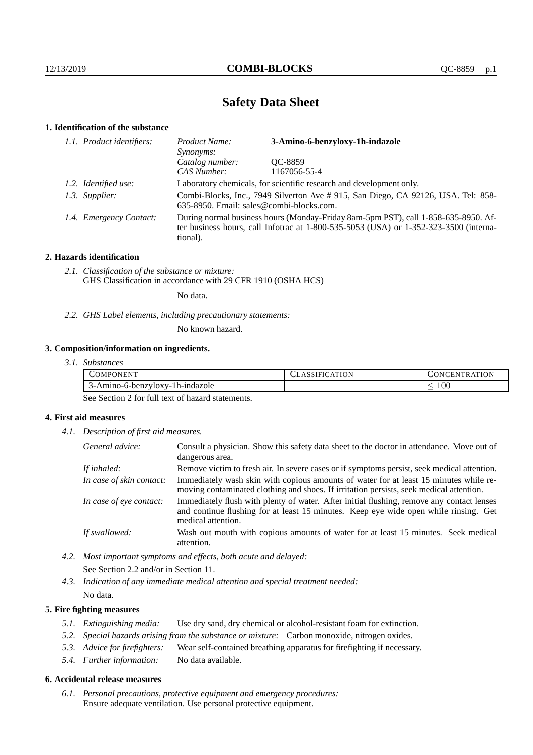# Safety Data Sheet

## 1. Identification of the substance

*1.1. Product identifiers:*
- *Product Name:* **3-Amino-6-benzyloxy-1h-indazole**
- *Synonyms:*
- *Catalog number:* QC-8859
- *CAS Number:* 1167056-55-4

*1.2. Identified use:* Laboratory chemicals, for scientific research and development only.

*1.3. Supplier:* Combi-Blocks, Inc., 7949 Silverton Ave # 915, San Diego, CA 92126, USA. Tel: 858-635-8950. Email: sales@combi-blocks.com.

*1.4. Emergency Contact:* During normal business hours (Monday-Friday 8am-5pm PST), call 1-858-635-8950. After business hours, call Infotrac at 1-800-535-5053 (USA) or 1-352-323-3500 (international).

## 2. Hazards identification

*2.1. Classification of the substance or mixture:*
GHS Classification in accordance with 29 CFR 1910 (OSHA HCS)

No data.

*2.2. GHS Label elements, including precautionary statements:*

No known hazard.

## 3. Composition/information on ingredients.

*3.1. Substances*

| COMPONENT | CLASSIFICATION | CONCENTRATION |
|---|---|---|
| 3-Amino-6-benzyloxy-1h-indazole | | $\leq 100$ |

See Section 2 for full text of hazard statements.

## 4. First aid measures

*4.1. Description of first aid measures.*

*General advice:* Consult a physician. Show this safety data sheet to the doctor in attendance. Move out of dangerous area.

*If inhaled:* Remove victim to fresh air. In severe cases or if symptoms persist, seek medical attention.

*In case of skin contact:* Immediately wash skin with copious amounts of water for at least 15 minutes while removing contaminated clothing and shoes. If irritation persists, seek medical attention.

*In case of eye contact:* Immediately flush with plenty of water. After initial flushing, remove any contact lenses and continue flushing for at least 15 minutes. Keep eye wide open while rinsing. Get medical attention.

*If swallowed:* Wash out mouth with copious amounts of water for at least 15 minutes. Seek medical attention.

*4.2. Most important symptoms and effects, both acute and delayed:*

See Section 2.2 and/or in Section 11.

*4.3. Indication of any immediate medical attention and special treatment needed:*

No data.

## 5. Fire fighting measures

*5.1. Extinguishing media:* Use dry sand, dry chemical or alcohol-resistant foam for extinction.

*5.2. Special hazards arising from the substance or mixture:* Carbon monoxide, nitrogen oxides.

*5.3. Advice for firefighters:* Wear self-contained breathing apparatus for firefighting if necessary.

*5.4. Further information:* No data available.

## 6. Accidental release measures

*6.1. Personal precautions, protective equipment and emergency procedures:*
Ensure adequate ventilation. Use personal protective equipment.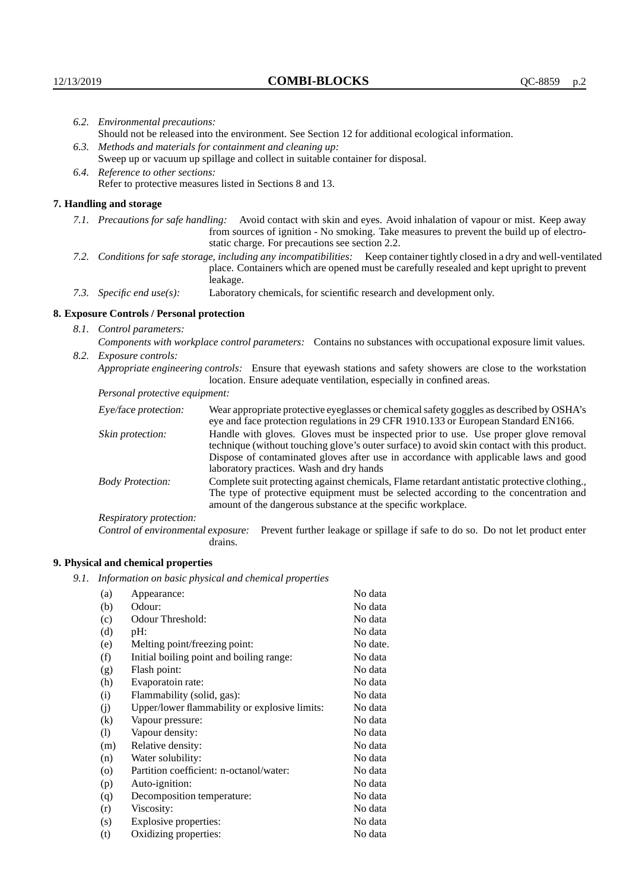*6.2. Environmental precautions:*
Should not be released into the environment. See Section 12 for additional ecological information.

*6.3. Methods and materials for containment and cleaning up:*
Sweep up or vacuum up spillage and collect in suitable container for disposal.

*6.4. Reference to other sections:*
Refer to protective measures listed in Sections 8 and 13.

## 7. Handling and storage

*7.1. Precautions for safe handling:* Avoid contact with skin and eyes. Avoid inhalation of vapour or mist. Keep away from sources of ignition - No smoking. Take measures to prevent the build up of electrostatic charge. For precautions see section 2.2.

*7.2. Conditions for safe storage, including any incompatibilities:* Keep container tightly closed in a dry and well-ventilated place. Containers which are opened must be carefully resealed and kept upright to prevent leakage.

*7.3. Specific end use(s):* Laboratory chemicals, for scientific research and development only.

## 8. Exposure Controls / Personal protection

*8.1. Control parameters:*
*Components with workplace control parameters:* Contains no substances with occupational exposure limit values.

*8.2. Exposure controls:*
*Appropriate engineering controls:* Ensure that eyewash stations and safety showers are close to the workstation location. Ensure adequate ventilation, especially in confined areas.

*Personal protective equipment:*

*Eye/face protection:* Wear appropriate protective eyeglasses or chemical safety goggles as described by OSHA's eye and face protection regulations in 29 CFR 1910.133 or European Standard EN166.

*Skin protection:* Handle with gloves. Gloves must be inspected prior to use. Use proper glove removal technique (without touching glove's outer surface) to avoid skin contact with this product. Dispose of contaminated gloves after use in accordance with applicable laws and good laboratory practices. Wash and dry hands

*Body Protection:* Complete suit protecting against chemicals, Flame retardant antistatic protective clothing., The type of protective equipment must be selected according to the concentration and amount of the dangerous substance at the specific workplace.

*Respiratory protection:*

*Control of environmental exposure:* Prevent further leakage or spillage if safe to do so. Do not let product enter drains.

## 9. Physical and chemical properties

*9.1. Information on basic physical and chemical properties*

| | | |
|---|---|---|
| (a) | Appearance: | No data |
| (b) | Odour: | No data |
| (c) | Odour Threshold: | No data |
| (d) | pH: | No data |
| (e) | Melting point/freezing point: | No date. |
| (f) | Initial boiling point and boiling range: | No data |
| (g) | Flash point: | No data |
| (h) | Evaporatoin rate: | No data |
| (i) | Flammability (solid, gas): | No data |
| (j) | Upper/lower flammability or explosive limits: | No data |
| (k) | Vapour pressure: | No data |
| (l) | Vapour density: | No data |
| (m) | Relative density: | No data |
| (n) | Water solubility: | No data |
| (o) | Partition coefficient: n-octanol/water: | No data |
| (p) | Auto-ignition: | No data |
| (q) | Decomposition temperature: | No data |
| (r) | Viscosity: | No data |
| (s) | Explosive properties: | No data |
| (t) | Oxidizing properties: | No data |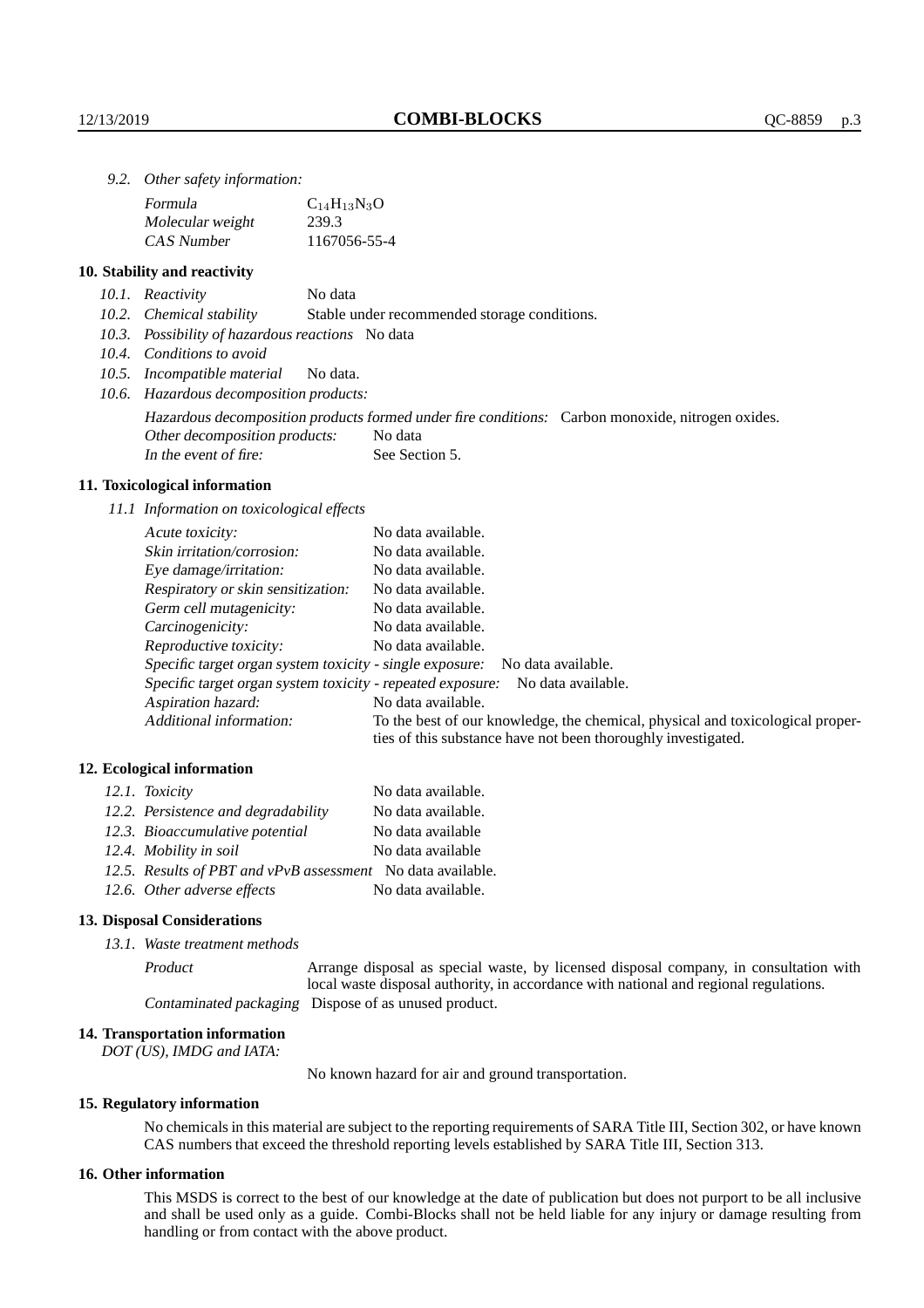*9.2. Other safety information:*

| | |
|---|---|
| *Formula* | $C_{14}H_{13}N_3O$ |
| *Molecular weight* | 239.3 |
| *CAS Number* | 1167056-55-4 |

## 10. Stability and reactivity

*10.1. Reactivity* No data

*10.2. Chemical stability* Stable under recommended storage conditions.

*10.3. Possibility of hazardous reactions* No data

*10.4. Conditions to avoid*

*10.5. Incompatible material* No data.

*10.6. Hazardous decomposition products:*

*Hazardous decomposition products formed under fire conditions:* Carbon monoxide, nitrogen oxides.

*Other decomposition products:* No data

*In the event of fire:* See Section 5.

## 11. Toxicological information

*11.1 Information on toxicological effects*

| | |
|---|---|
| *Acute toxicity:* | No data available. |
| *Skin irritation/corrosion:* | No data available. |
| *Eye damage/irritation:* | No data available. |
| *Respiratory or skin sensitization:* | No data available. |
| *Germ cell mutagenicity:* | No data available. |
| *Carcinogenicity:* | No data available. |
| *Reproductive toxicity:* | No data available. |
| *Specific target organ system toxicity - single exposure:* | No data available. |
| *Specific target organ system toxicity - repeated exposure:* | No data available. |
| *Aspiration hazard:* | No data available. |
| *Additional information:* | To the best of our knowledge, the chemical, physical and toxicological properties of this substance have not been thoroughly investigated. |

## 12. Ecological information

| | |
|---|---|
| *12.1. Toxicity* | No data available. |
| *12.2. Persistence and degradability* | No data available. |
| *12.3. Bioaccumulative potential* | No data available |
| *12.4. Mobility in soil* | No data available |
| *12.5. Results of PBT and vPvB assessment* | No data available. |
| *12.6. Other adverse effects* | No data available. |

## 13. Disposal Considerations

*13.1. Waste treatment methods*

*Product* Arrange disposal as special waste, by licensed disposal company, in consultation with local waste disposal authority, in accordance with national and regional regulations.

*Contaminated packaging* Dispose of as unused product.

## 14. Transportation information

*DOT (US), IMDG and IATA:*

No known hazard for air and ground transportation.

## 15. Regulatory information

No chemicals in this material are subject to the reporting requirements of SARA Title III, Section 302, or have known CAS numbers that exceed the threshold reporting levels established by SARA Title III, Section 313.

## 16. Other information

This MSDS is correct to the best of our knowledge at the date of publication but does not purport to be all inclusive and shall be used only as a guide. Combi-Blocks shall not be held liable for any injury or damage resulting from handling or from contact with the above product.